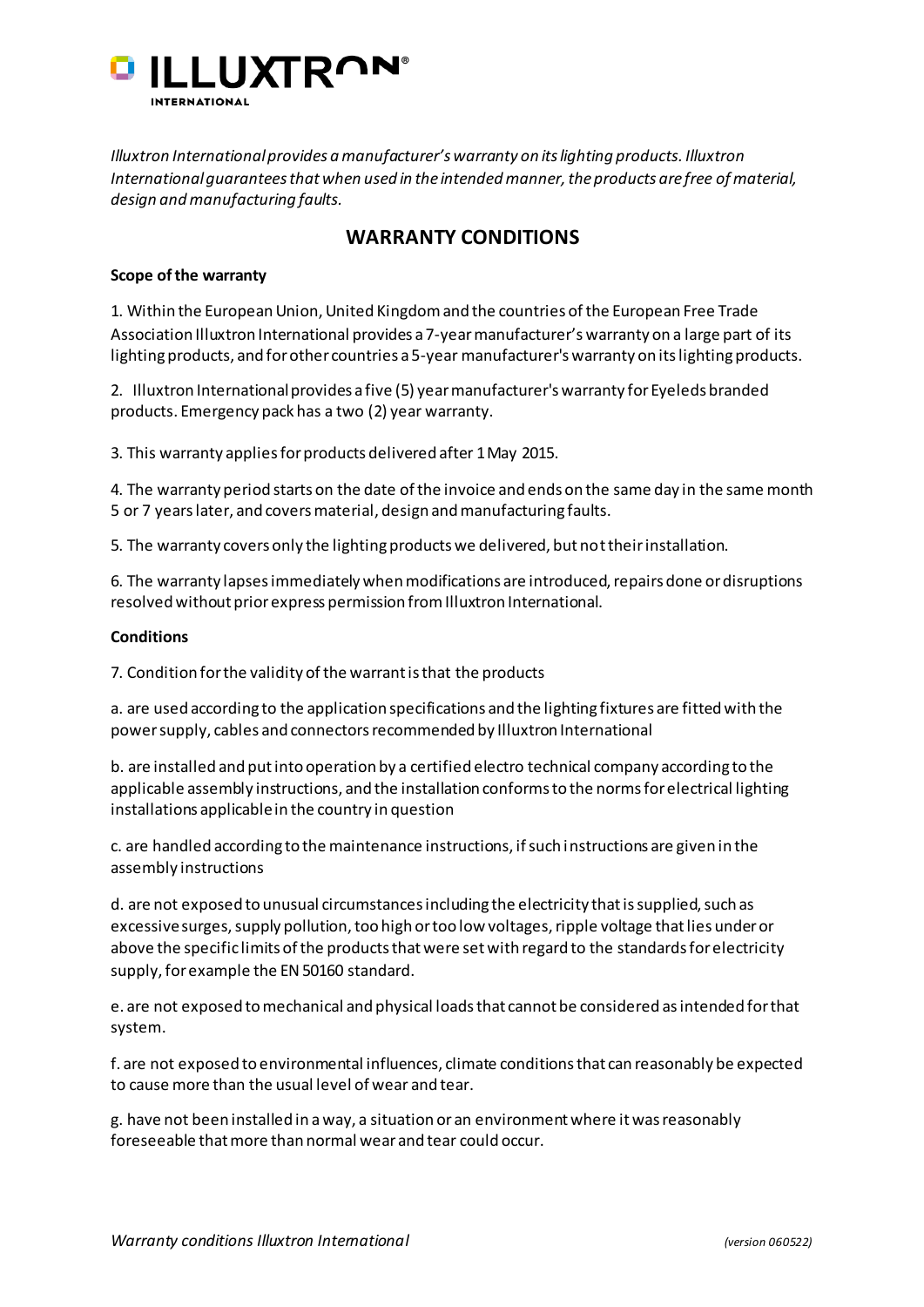*Illuxtron International provides a manufacturer's warranty on its lighting products. Illuxtron International guarantees that when used in the intended manner, the products are free of material, design and manufacturing faults.*

## WARRANTY CONDITIONS

**Scope of the warranty**

1. Within the European Union, United Kingdom and the countries of the European Free Trade Association Illuxtron International provides a 7-year manufacturer's warranty on a large part of its lighting products, and for other countries a 5-year manufacturer's warranty on its lighting products.

2. Illuxtron International provides a five (5) year manufacturer's warranty for Eyeleds branded products. Emergency pack has a two (2) year warranty.

3. This warranty applies for products delivered after 1 May 2015.

4. The warranty period starts on the date of the invoice and ends on the same day in the same month 5 or 7 years later, and covers material, design and manufacturing faults.

5. The warranty covers only the lighting products we delivered, but not their installation.

6. The warranty lapses immediately when modifications are introduced, repairs done or disruptions resolved without prior express permission from Illuxtron International.

**Conditions**

7. Condition for the validity of the warrant is that the products

a. are used according to the application specifications and the lighting fixtures are fitted with the power supply, cables and connectors recommended by Illuxtron International

b. are installed and put into operation by a certified electro technical company according to the applicable assembly instructions, and the installation conforms to the norms for electrical lighting installations applicable in the country in question

c. are handled according to the maintenance instructions, if such instructions are given in the assembly instructions

d. are not exposed to unusual circumstances including the electricity that is supplied, such as excessive surges, supply pollution, too high or too low voltages, ripple voltage that lies under or above the specific limits of the products that were set with regard to the standards for electricity supply, for example the EN 50160 standard.

e. are not exposed to mechanical and physical loads that cannot be considered as intended for that system.

f. are not exposed to environmental influences, climate conditions that can reasonably be expected to cause more than the usual level of wear and tear.

g. have not been installed in a way, a situation or an environment where it was reasonably foreseeable that more than normal wear and tear could occur.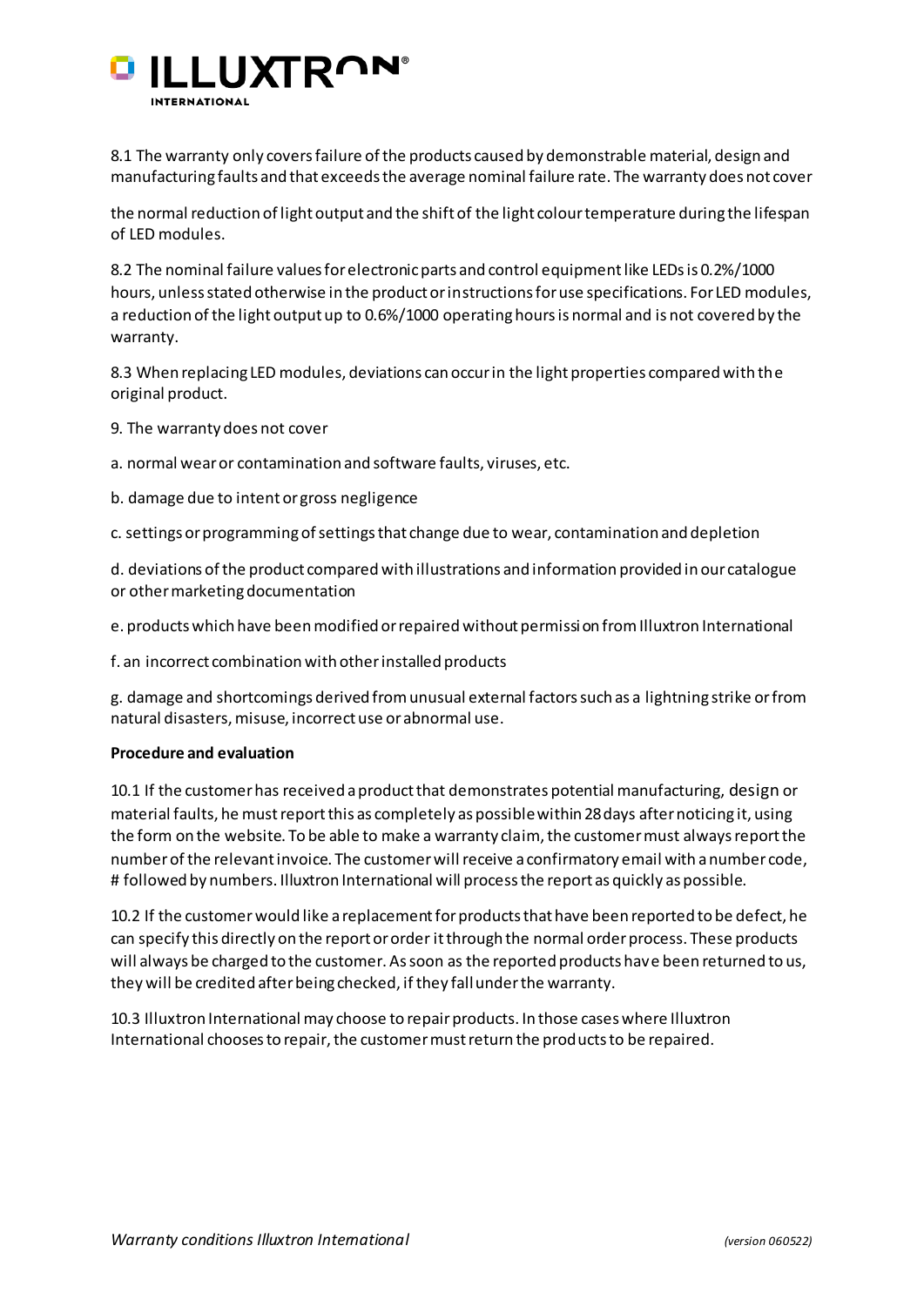8.1 The warranty only covers failure of the products caused by demonstrable material, design and manufacturing faults and that exceeds the average nominal failure rate. The warranty does not cover

the normal reduction of light output and the shift of the light colour temperature during the lifespan of LED modules.

8.2 The nominal failure values for electronic parts and control equipment like LEDs is 0.2%/1000 hours, unless stated otherwise in the product or instructions for use specifications. For LED modules, a reduction of the light output up to 0.6%/1000 operating hours is normal and is not covered by the warranty.

8.3 When replacing LED modules, deviations can occur in the light properties compared with the original product.

9. The warranty does not cover

a. normal wear or contamination and software faults, viruses, etc.

b. damage due to intent or gross negligence

c. settings or programming of settings that change due to wear, contamination and depletion

d. deviations of the product compared with illustrations and information provided in our catalogue or other marketing documentation

e. products which have been modified or repaired without permission from Illuxtron International

f. an incorrect combination with other installed products

g. damage and shortcomings derived from unusual external factors such as a lightning strike or from natural disasters, misuse, incorrect use or abnormal use.

**Procedure and evaluation**

10.1 If the customer has received a product that demonstrates potential manufacturing, design or material faults, he must report this as completely as possible within 28 days after noticing it, using the form on the website. To be able to make a warranty claim, the customer must always report the number of the relevant invoice. The customer will receive a confirmatory email with a number code, # followed by numbers. Illuxtron International will process the report as quickly as possible.

10.2 If the customer would like a replacement for products that have been reported to be defect, he can specify this directly on the report or order it through the normal order process. These products will always be charged to the customer. As soon as the reported products have been returned to us, they will be credited after being checked, if they fall under the warranty.

10.3 Illuxtron International may choose to repair products. In those cases where Illuxtron International chooses to repair, the customer must return the products to be repaired.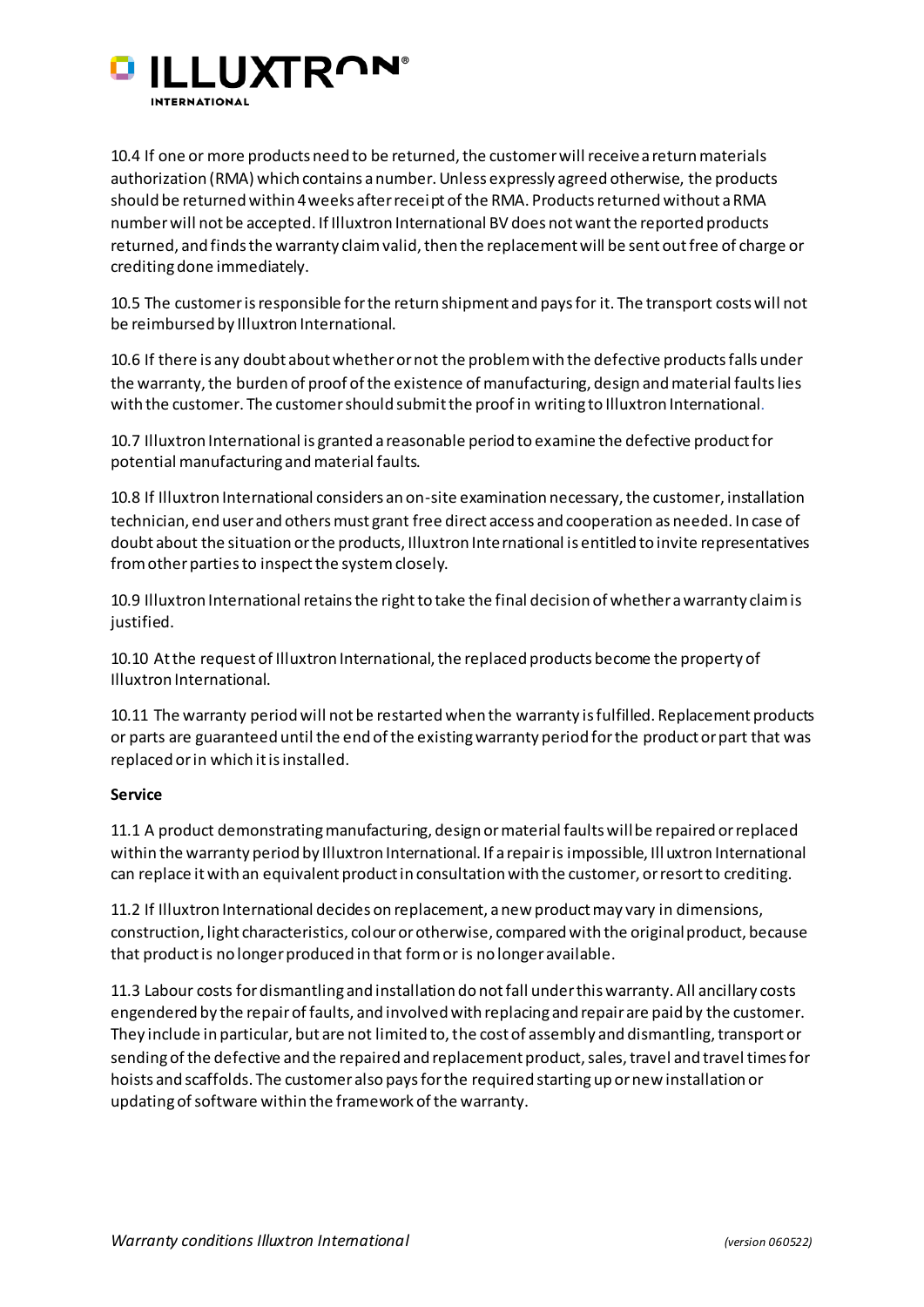10.4 If one or more products need to be returned, the customer will receive a return materials authorization (RMA) which contains a number. Unless expressly agreed otherwise, the products should be returned within 4 weeks after receipt of the RMA. Products returned without a RMA number will not be accepted. If Illuxtron International BV does not want the reported products returned, and finds the warranty claim valid, then the replacement will be sent out free of charge or crediting done immediately.

10.5 The customer is responsible for the return shipment and pays for it. The transport costs will not be reimbursed by Illuxtron International.

10.6 If there is any doubt about whether or not the problem with the defective products falls under the warranty, the burden of proof of the existence of manufacturing, design and material faults lies with the customer. The customer should submit the proof in writing to Illuxtron International.

10.7 Illuxtron International is granted a reasonable period to examine the defective product for potential manufacturing and material faults.

10.8 If Illuxtron International considers an on-site examination necessary, the customer, installation technician, end user and others must grant free direct access and cooperation as needed. In case of doubt about the situation or the products, Illuxtron International is entitled to invite representatives from other parties to inspect the system closely.

10.9 Illuxtron International retains the right to take the final decision of whether a warranty claim is justified.

10.10 At the request of Illuxtron International, the replaced products become the property of Illuxtron International.

10.11 The warranty period will not be restarted when the warranty is fulfilled. Replacement products or parts are guaranteed until the end of the existing warranty period for the product or part that was replaced or in which it is installed.

**Service**

11.1 A product demonstrating manufacturing, design or material faults will be repaired or replaced within the warranty period by Illuxtron International. If a repair is impossible, Illuxtron International can replace it with an equivalent product in consultation with the customer, or resort to crediting.

11.2 If Illuxtron International decides on replacement, a new product may vary in dimensions, construction, light characteristics, colour or otherwise, compared with the original product, because that product is no longer produced in that form or is no longer available.

11.3 Labour costs for dismantling and installation do not fall under this warranty. All ancillary costs engendered by the repair of faults, and involved with replacing and repair are paid by the customer. They include in particular, but are not limited to, the cost of assembly and dismantling, transport or sending of the defective and the repaired and replacement product, sales, travel and travel times for hoists and scaffolds. The customer also pays for the required starting up or new installation or updating of software within the framework of the warranty.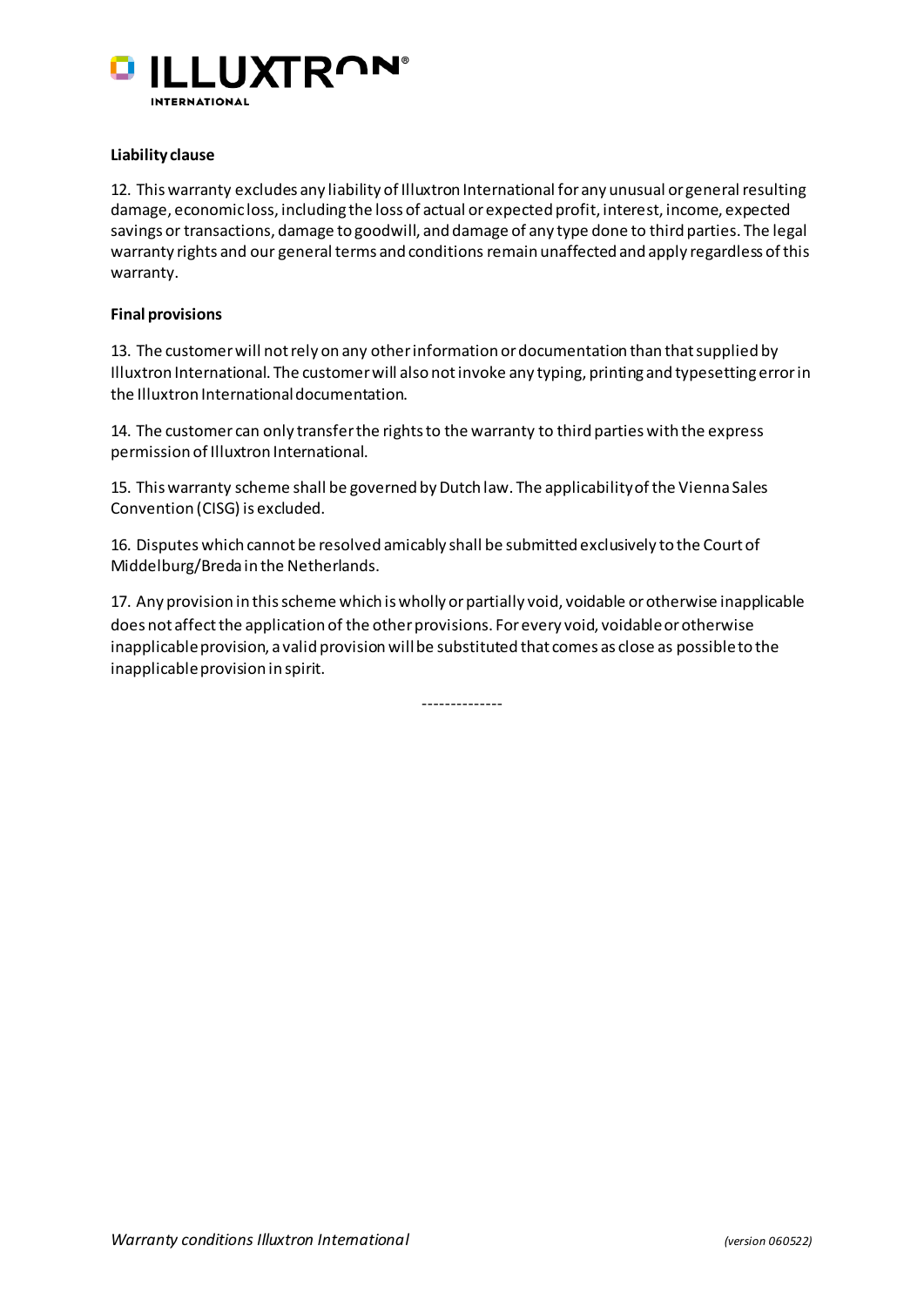**Liability clause**

12. This warranty excludes any liability of Illuxtron International for any unusual or general resulting damage, economic loss, including the loss of actual or expected profit, interest, income, expected savings or transactions, damage to goodwill, and damage of any type done to third parties. The legal warranty rights and our general terms and conditions remain unaffected and apply regardless of this warranty.

**Final provisions**

13. The customer will not rely on any other information or documentation than that supplied by Illuxtron International. The customer will also not invoke any typing, printing and typesetting error in the Illuxtron International documentation.

14. The customer can only transfer the rights to the warranty to third parties with the express permission of Illuxtron International.

15. This warranty scheme shall be governed by Dutch law. The applicability of the Vienna Sales Convention (CISG) is excluded.

16. Disputes which cannot be resolved amicably shall be submitted exclusively to the Court of Middelburg/Breda in the Netherlands.

17. Any provision in this scheme which is wholly or partially void, voidable or otherwise inapplicable does not affect the application of the other provisions. For every void, voidable or otherwise inapplicable provision, a valid provision will be substituted that comes as close as possible to the inapplicable provision in spirit.

--------------